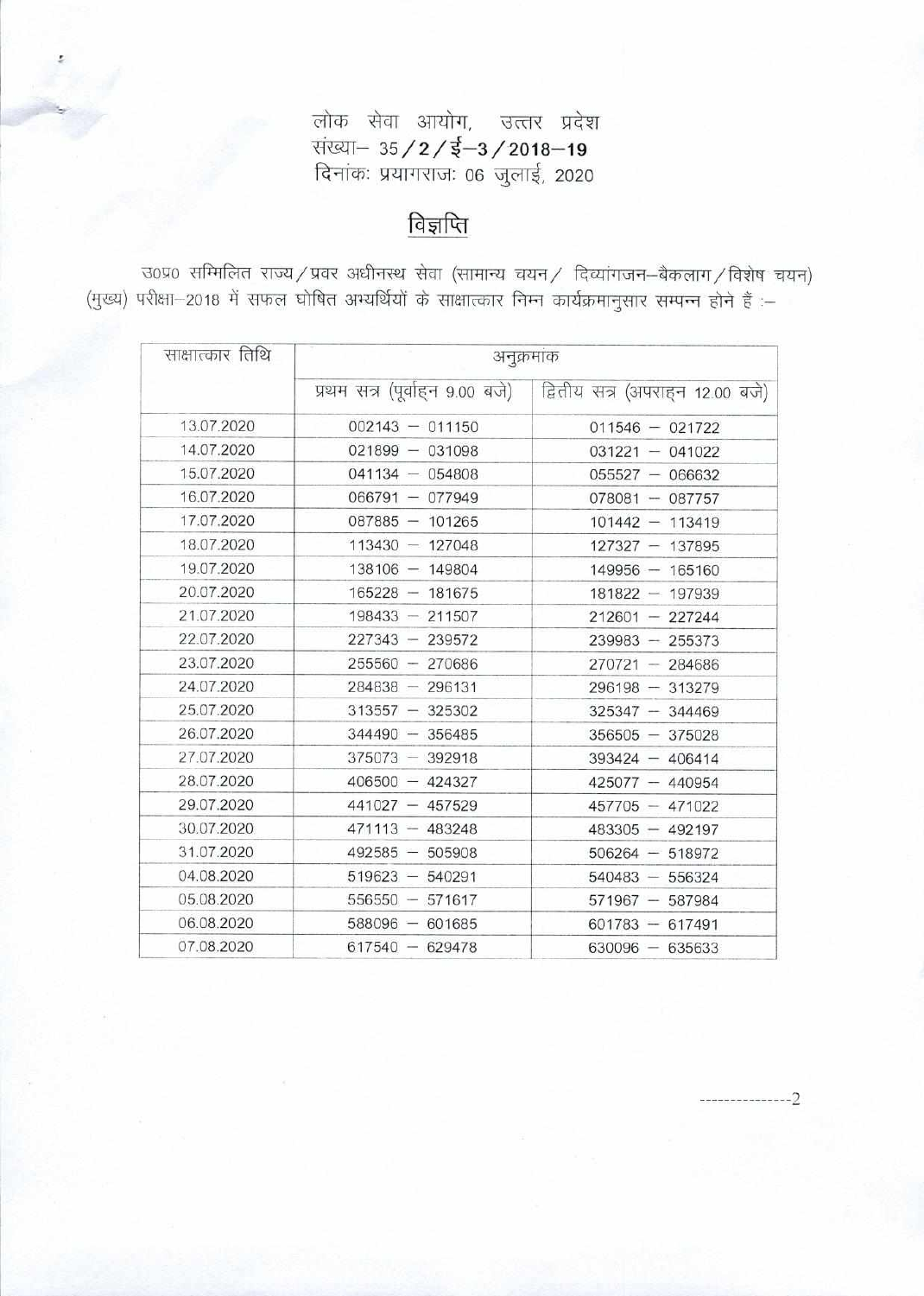लोक सेवा आयोग, उत्तर प्रदेश
संख्या– 35/2/ई–3/2018–19
दिनांक: प्रयागराज: 06 जुलाई, 2020

## विज्ञप्ति

उ0प्र0 सम्मिलित राज्य/प्रवर अधीनस्थ सेवा (सामान्य चयन/ दिव्यांगजन–बैकलाग/विशेष चयन) (मुख्य) परीक्षा–2018 में सफल घोषित अभ्यर्थियों के साक्षात्कार निम्न कार्यक्रमानुसार सम्पन्न होने हैं :–

| साक्षात्कार तिथि | अनुक्रमांक | |
|---|---|---|
| | प्रथम सत्र (पूर्वाह्न 9.00 बजे) | द्वितीय सत्र (अपराह्न 12.00 बजे) |
| 13.07.2020 | 002143 – 011150 | 011546 – 021722 |
| 14.07.2020 | 021899 – 031098 | 031221 – 041022 |
| 15.07.2020 | 041134 – 054808 | 055527 – 066632 |
| 16.07.2020 | 066791 – 077949 | 078081 – 087757 |
| 17.07.2020 | 087885 – 101265 | 101442 – 113419 |
| 18.07.2020 | 113430 – 127048 | 127327 – 137895 |
| 19.07.2020 | 138106 – 149804 | 149956 – 165160 |
| 20.07.2020 | 165228 – 181675 | 181822 – 197939 |
| 21.07.2020 | 198433 – 211507 | 212601 – 227244 |
| 22.07.2020 | 227343 – 239572 | 239983 – 255373 |
| 23.07.2020 | 255560 – 270686 | 270721 – 284686 |
| 24.07.2020 | 284838 – 296131 | 296198 – 313279 |
| 25.07.2020 | 313557 – 325302 | 325347 – 344469 |
| 26.07.2020 | 344490 – 356485 | 356505 – 375028 |
| 27.07.2020 | 375073 – 392918 | 393424 – 406414 |
| 28.07.2020 | 406500 – 424327 | 425077 – 440954 |
| 29.07.2020 | 441027 – 457529 | 457705 – 471022 |
| 30.07.2020 | 471113 – 483248 | 483305 – 492197 |
| 31.07.2020 | 492585 – 505908 | 506264 – 518972 |
| 04.08.2020 | 519623 – 540291 | 540483 – 556324 |
| 05.08.2020 | 556550 – 571617 | 571967 – 587984 |
| 06.08.2020 | 588096 – 601685 | 601783 – 617491 |
| 07.08.2020 | 617540 – 629478 | 630096 – 635633 |

---------------2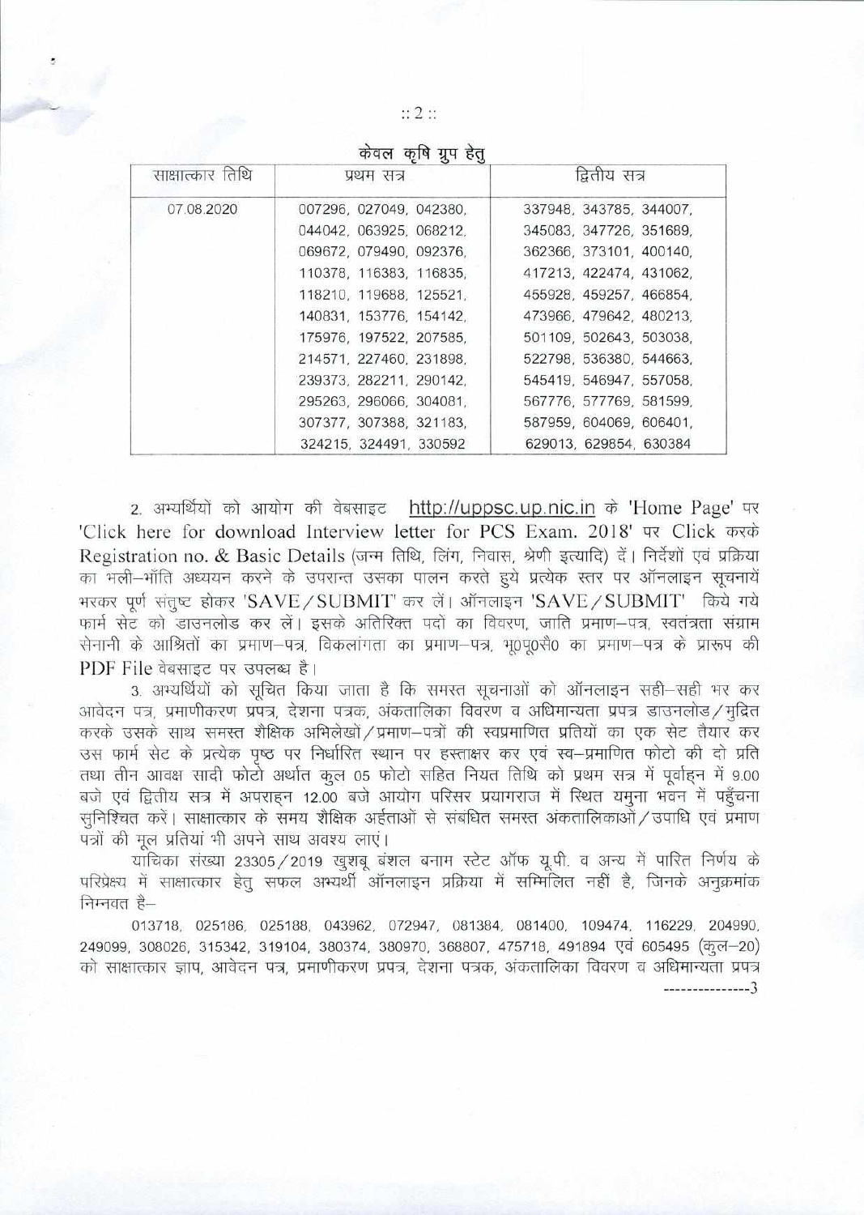केवल कृषि ग्रुप हेतु

| साक्षात्कार तिथि | प्रथम सत्र | द्वितीय सत्र |
|---|---|---|
| 07.08.2020 | 007296, 027049, 042380, 044042, 063925, 068212, 069672, 079490, 092376, 110378, 116383, 116835, 118210, 119688, 125521, 140831, 153776, 154142, 175976, 197522, 207585, 214571, 227460, 231898, 239373, 282211, 290142, 295263, 296066, 304081, 307377, 307388, 321183, 324215, 324491, 330592 | 337948, 343785, 344007, 345083, 347726, 351689, 362366, 373101, 400140, 417213, 422474, 431062, 455928, 459257, 466854, 473966, 479642, 480213, 501109, 502643, 503038, 522798, 536380, 544663, 545419, 546947, 557058, 567776, 577769, 581599, 587959, 604069, 606401, 629013, 629854, 630384 |

2. अभ्यर्थियों को आयोग की वेबसाइट http://uppsc.up.nic.in के 'Home Page' पर 'Click here for download Interview letter for PCS Exam. 2018' पर Click करके Registration no. & Basic Details (जन्म तिथि, लिंग, निवास, श्रेणी इत्यादि) दें। निर्देशों एवं प्रक्रिया का भली–भाँति अध्ययन करने के उपरान्त उसका पालन करते हुये प्रत्येक स्तर पर ऑनलाइन सूचनायें भरकर पूर्ण संतुष्ट होकर 'SAVE/SUBMIT' कर लें। ऑनलाइन 'SAVE/SUBMIT' किये गये फार्म सेट को डाउनलोड कर लें। इसके अतिरिक्त पदों का विवरण, जाति प्रमाण–पत्र, स्वतंत्रता संग्राम सेनानी के आश्रितों का प्रमाण–पत्र, विकलांगता का प्रमाण–पत्र, भू0पू0सै0 का प्रमाण–पत्र के प्रारूप की PDF File वेबसाइट पर उपलब्ध है।

3. अभ्यर्थियों को सूचित किया जाता है कि समस्त सूचनाओं को ऑनलाइन सही–सही भर कर आवेदन पत्र, प्रमाणीकरण प्रपत्र, देशना पत्रक, अंकतालिका विवरण व अधिमान्यता प्रपत्र डाउनलोड/मुद्रित करके उसके साथ समस्त शैक्षिक अभिलेखों/प्रमाण–पत्रों की स्वप्रमाणित प्रतियों का एक सेट तैयार कर उस फार्म सेट के प्रत्येक पृष्ठ पर निर्धारित स्थान पर हस्ताक्षर कर एवं स्व–प्रमाणित फोटो की दो प्रति तथा तीन आवक्ष सादी फोटो अर्थात कुल 05 फोटो सहित नियत तिथि को प्रथम सत्र में पूर्वाह्न में 9.00 बजे एवं द्वितीय सत्र में अपराह्न 12.00 बजे आयोग परिसर प्रयागराज में स्थित यमुना भवन में पहुँचना सुनिश्चित करें। साक्षात्कार के समय शैक्षिक अर्हताओं से संबंधित समस्त अंकतालिकाओं/उपाधि एवं प्रमाण पत्रों की मूल प्रतियां भी अपने साथ अवश्य लाएं।

याचिका संख्या 23305/2019 खुशबू बंशल बनाम स्टेट ऑफ यू.पी. व अन्य में पारित निर्णय के परिप्रेक्ष्य में साक्षात्कार हेतु सफल अभ्यर्थी ऑनलाइन प्रक्रिया में सम्मिलित नहीं है, जिनके अनुक्रमांक निम्नवत है–

013718, 025186, 025188, 043962, 072947, 081384, 081400, 109474, 116229, 204990, 249099, 308026, 315342, 319104, 380374, 380970, 368807, 475718, 491894 एवं 605495 (कुल–20) को साक्षात्कार ज्ञाप, आवेदन पत्र, प्रमाणीकरण प्रपत्र, देशना पत्रक, अंकतालिका विवरण व अधिमान्यता प्रपत्र

---------------3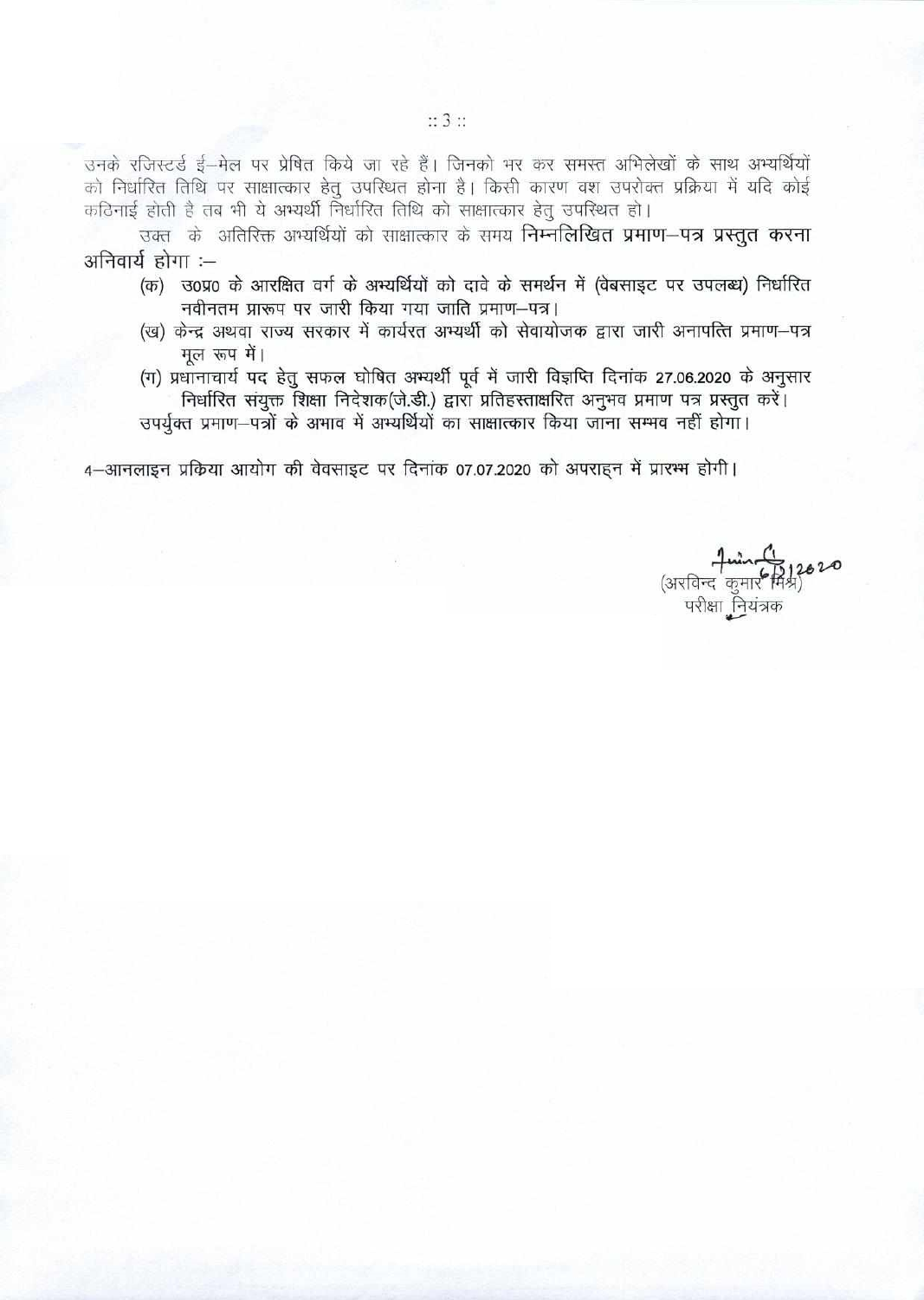उनके रजिस्टर्ड ई–मेल पर प्रेषित किये जा रहे हैं। जिनको भर कर समस्त अभिलेखों के साथ अभ्यर्थियों को निर्धारित तिथि पर साक्षात्कार हेतु उपस्थित होना है। किसी कारण वश उपरोक्त प्रक्रिया में यदि कोई कठिनाई होती है तब भी ये अभ्यर्थी निर्धारित तिथि को साक्षात्कार हेतु उपस्थित हो।

उक्त के अतिरिक्त अभ्यर्थियों को साक्षात्कार के समय निम्नलिखित प्रमाण–पत्र प्रस्तुत करना अनिवार्य होगा :–

(क) उ0प्र0 के आरक्षित वर्ग के अभ्यर्थियों को दावे के समर्थन में (वेबसाइट पर उपलब्ध) निर्धारित नवीनतम प्रारूप पर जारी किया गया जाति प्रमाण–पत्र।

(ख) केन्द्र अथवा राज्य सरकार में कार्यरत अभ्यर्थी को सेवायोजक द्वारा जारी अनापत्ति प्रमाण–पत्र मूल रूप में।

(ग) प्रधानाचार्य पद हेतु सफल घोषित अभ्यर्थी पूर्व में जारी विज्ञप्ति दिनांक 27.06.2020 के अनुसार निर्धारित संयुक्त शिक्षा निदेशक(जे.डी.) द्वारा प्रतिहस्ताक्षरित अनुभव प्रमाण पत्र प्रस्तुत करें।

उपर्युक्त प्रमाण–पत्रों के अभाव में अभ्यर्थियों का साक्षात्कार किया जाना सम्भव नहीं होगा।

4–आनलाइन प्रकिया आयोग की वेवसाइट पर दिनांक 07.07.2020 को अपराह्न में प्रारम्भ होगी।

6/7/2020

(अरविन्द कुमार मिश्र)
परीक्षा नियंत्रक